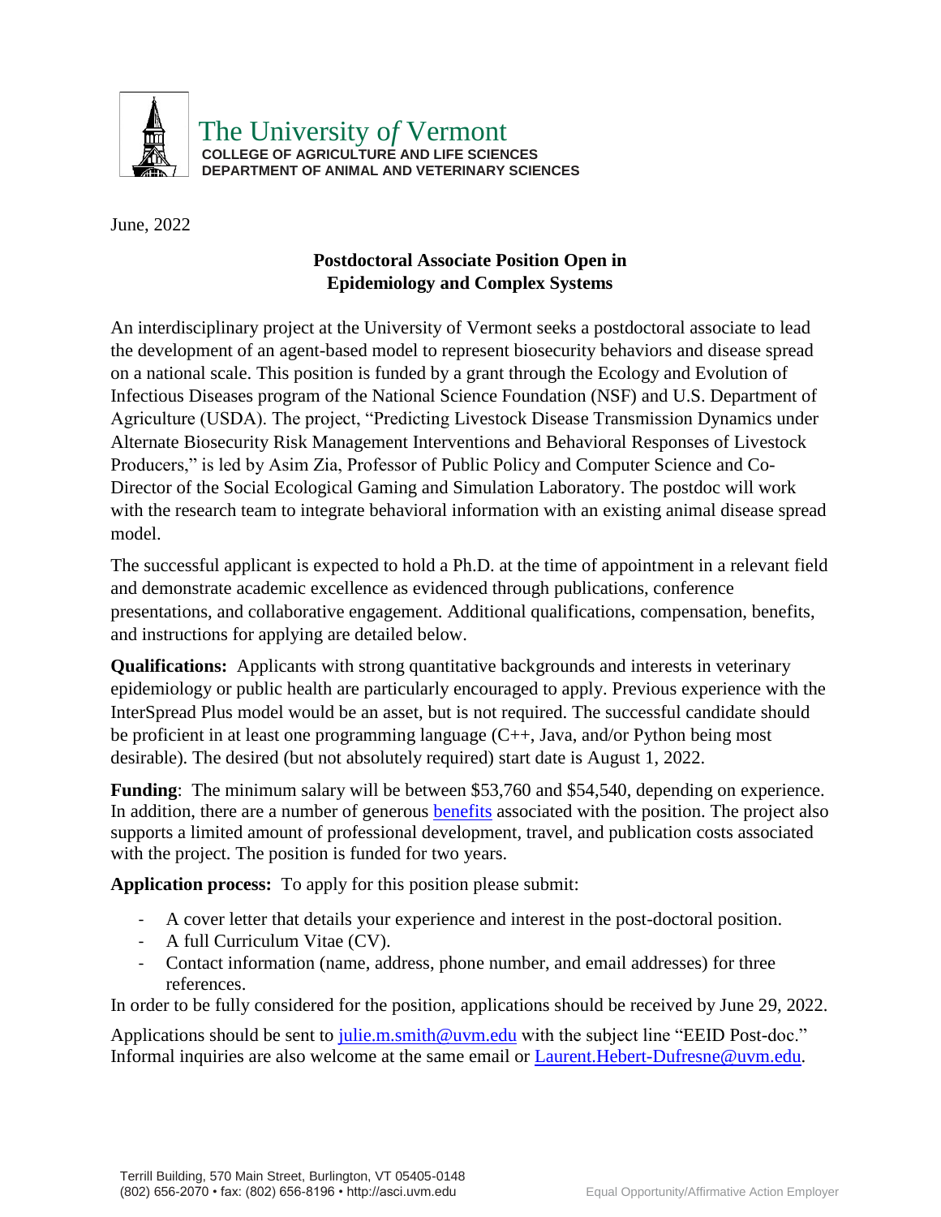The University of Vermont
**COLLEGE OF AGRICULTURE AND LIFE SCIENCES**
**DEPARTMENT OF ANIMAL AND VETERINARY SCIENCES**

June, 2022

## Postdoctoral Associate Position Open in Epidemiology and Complex Systems

An interdisciplinary project at the University of Vermont seeks a postdoctoral associate to lead the development of an agent-based model to represent biosecurity behaviors and disease spread on a national scale. This position is funded by a grant through the Ecology and Evolution of Infectious Diseases program of the National Science Foundation (NSF) and U.S. Department of Agriculture (USDA). The project, "Predicting Livestock Disease Transmission Dynamics under Alternate Biosecurity Risk Management Interventions and Behavioral Responses of Livestock Producers," is led by Asim Zia, Professor of Public Policy and Computer Science and Co-Director of the Social Ecological Gaming and Simulation Laboratory. The postdoc will work with the research team to integrate behavioral information with an existing animal disease spread model.

The successful applicant is expected to hold a Ph.D. at the time of appointment in a relevant field and demonstrate academic excellence as evidenced through publications, conference presentations, and collaborative engagement. Additional qualifications, compensation, benefits, and instructions for applying are detailed below.

**Qualifications:** Applicants with strong quantitative backgrounds and interests in veterinary epidemiology or public health are particularly encouraged to apply. Previous experience with the InterSpread Plus model would be an asset, but is not required. The successful candidate should be proficient in at least one programming language (C++, Java, and/or Python being most desirable). The desired (but not absolutely required) start date is August 1, 2022.

**Funding**: The minimum salary will be between $53,760 and $54,540, depending on experience. In addition, there are a number of generous benefits associated with the position. The project also supports a limited amount of professional development, travel, and publication costs associated with the project. The position is funded for two years.

**Application process:** To apply for this position please submit:

- A cover letter that details your experience and interest in the post-doctoral position.
- A full Curriculum Vitae (CV).
- Contact information (name, address, phone number, and email addresses) for three references.

In order to be fully considered for the position, applications should be received by June 29, 2022.

Applications should be sent to julie.m.smith@uvm.edu with the subject line "EEID Post-doc." Informal inquiries are also welcome at the same email or Laurent.Hebert-Dufresne@uvm.edu.

Terrill Building, 570 Main Street, Burlington, VT 05405-0148
(802) 656-2070 • fax: (802) 656-8196 • http://asci.uvm.edu

Equal Opportunity/Affirmative Action Employer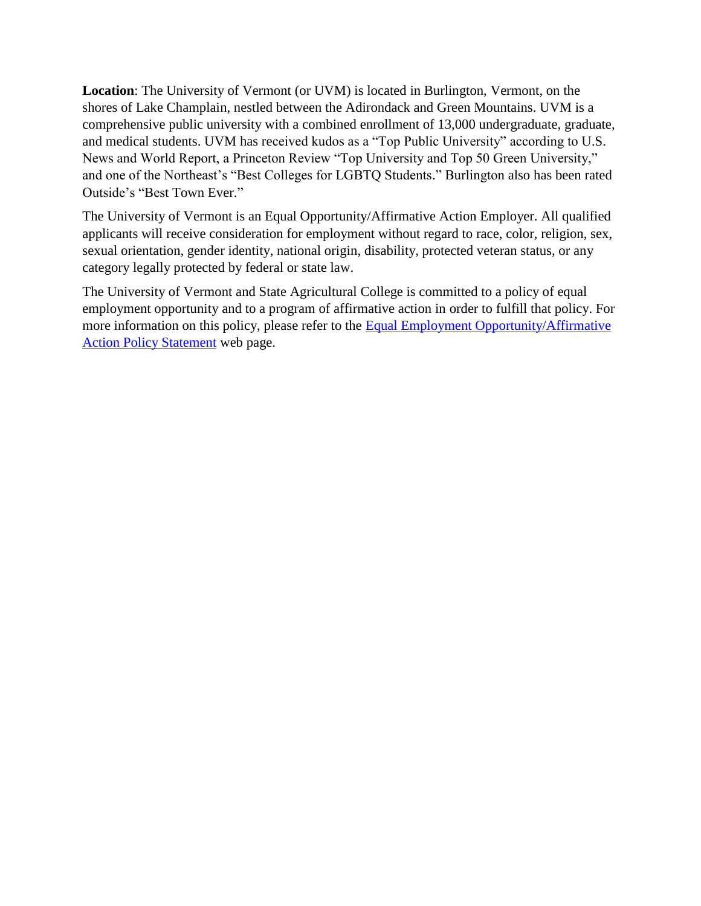**Location**: The University of Vermont (or UVM) is located in Burlington, Vermont, on the shores of Lake Champlain, nestled between the Adirondack and Green Mountains. UVM is a comprehensive public university with a combined enrollment of 13,000 undergraduate, graduate, and medical students. UVM has received kudos as a "Top Public University" according to U.S. News and World Report, a Princeton Review "Top University and Top 50 Green University," and one of the Northeast's "Best Colleges for LGBTQ Students." Burlington also has been rated Outside's "Best Town Ever."

The University of Vermont is an Equal Opportunity/Affirmative Action Employer. All qualified applicants will receive consideration for employment without regard to race, color, religion, sex, sexual orientation, gender identity, national origin, disability, protected veteran status, or any category legally protected by federal or state law.

The University of Vermont and State Agricultural College is committed to a policy of equal employment opportunity and to a program of affirmative action in order to fulfill that policy. For more information on this policy, please refer to the Equal Employment Opportunity/Affirmative Action Policy Statement web page.